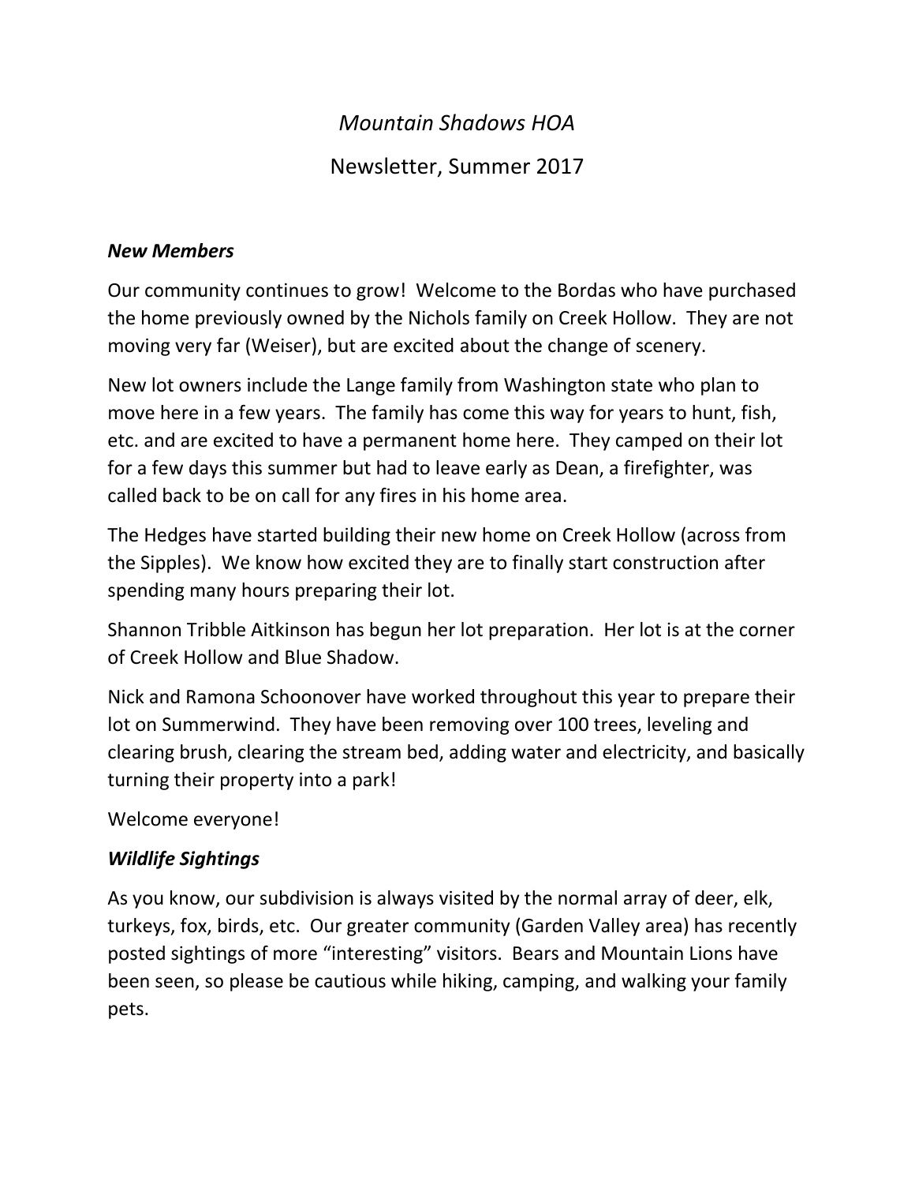# *Mountain Shadows HOA*

## Newsletter, Summer 2017

### ***New Members***

Our community continues to grow! Welcome to the Bordas who have purchased the home previously owned by the Nichols family on Creek Hollow. They are not moving very far (Weiser), but are excited about the change of scenery.

New lot owners include the Lange family from Washington state who plan to move here in a few years. The family has come this way for years to hunt, fish, etc. and are excited to have a permanent home here. They camped on their lot for a few days this summer but had to leave early as Dean, a firefighter, was called back to be on call for any fires in his home area.

The Hedges have started building their new home on Creek Hollow (across from the Sipples). We know how excited they are to finally start construction after spending many hours preparing their lot.

Shannon Tribble Aitkinson has begun her lot preparation. Her lot is at the corner of Creek Hollow and Blue Shadow.

Nick and Ramona Schoonover have worked throughout this year to prepare their lot on Summerwind. They have been removing over 100 trees, leveling and clearing brush, clearing the stream bed, adding water and electricity, and basically turning their property into a park!

Welcome everyone!

### ***Wildlife Sightings***

As you know, our subdivision is always visited by the normal array of deer, elk, turkeys, fox, birds, etc. Our greater community (Garden Valley area) has recently posted sightings of more "interesting" visitors. Bears and Mountain Lions have been seen, so please be cautious while hiking, camping, and walking your family pets.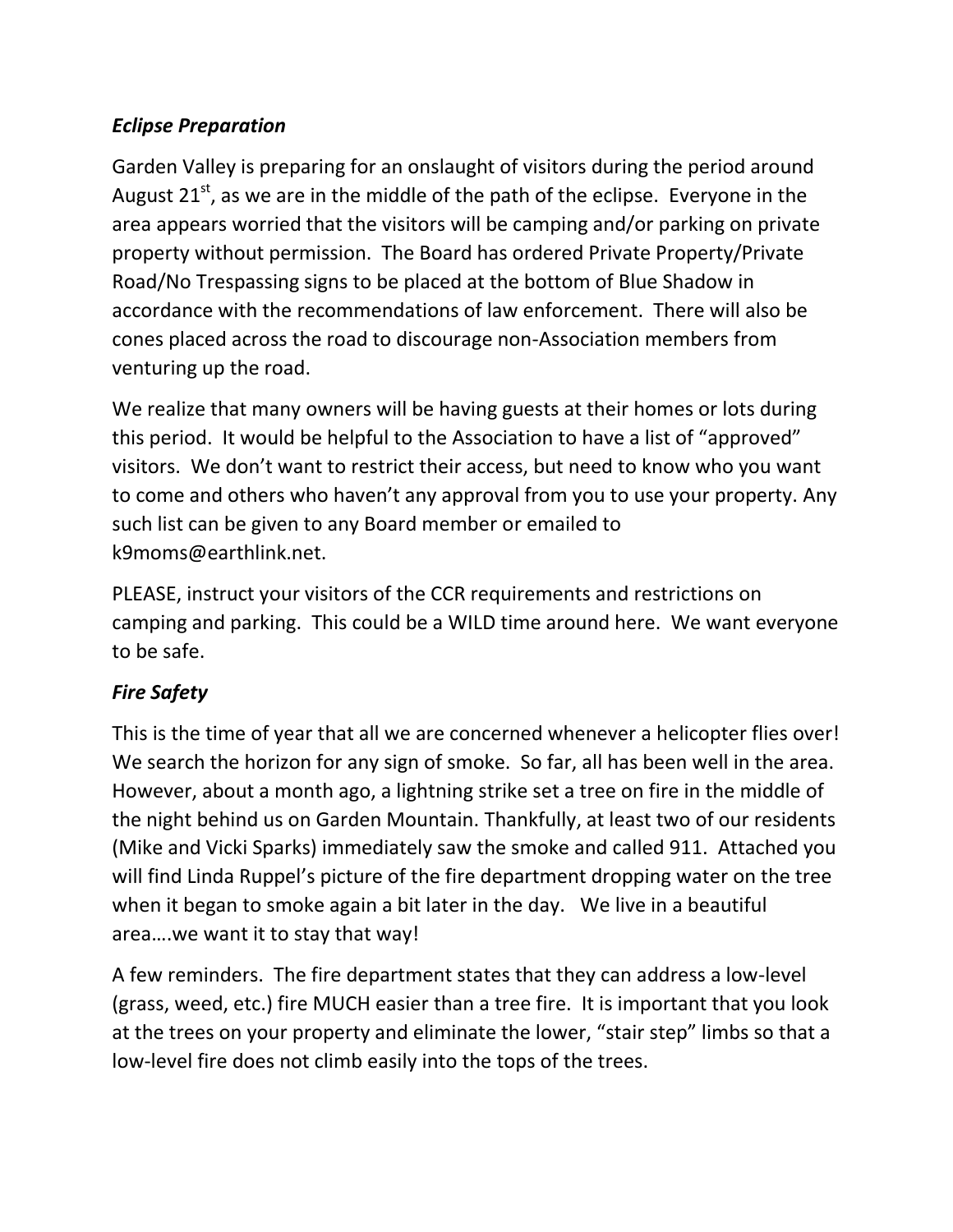### *Eclipse Preparation*

Garden Valley is preparing for an onslaught of visitors during the period around August 21st, as we are in the middle of the path of the eclipse. Everyone in the area appears worried that the visitors will be camping and/or parking on private property without permission. The Board has ordered Private Property/Private Road/No Trespassing signs to be placed at the bottom of Blue Shadow in accordance with the recommendations of law enforcement. There will also be cones placed across the road to discourage non-Association members from venturing up the road.

We realize that many owners will be having guests at their homes or lots during this period. It would be helpful to the Association to have a list of "approved" visitors. We don't want to restrict their access, but need to know who you want to come and others who haven't any approval from you to use your property. Any such list can be given to any Board member or emailed to k9moms@earthlink.net.

PLEASE, instruct your visitors of the CCR requirements and restrictions on camping and parking. This could be a WILD time around here. We want everyone to be safe.

### *Fire Safety*

This is the time of year that all we are concerned whenever a helicopter flies over! We search the horizon for any sign of smoke. So far, all has been well in the area. However, about a month ago, a lightning strike set a tree on fire in the middle of the night behind us on Garden Mountain. Thankfully, at least two of our residents (Mike and Vicki Sparks) immediately saw the smoke and called 911. Attached you will find Linda Ruppel's picture of the fire department dropping water on the tree when it began to smoke again a bit later in the day. We live in a beautiful area….we want it to stay that way!

A few reminders. The fire department states that they can address a low-level (grass, weed, etc.) fire MUCH easier than a tree fire. It is important that you look at the trees on your property and eliminate the lower, "stair step" limbs so that a low-level fire does not climb easily into the tops of the trees.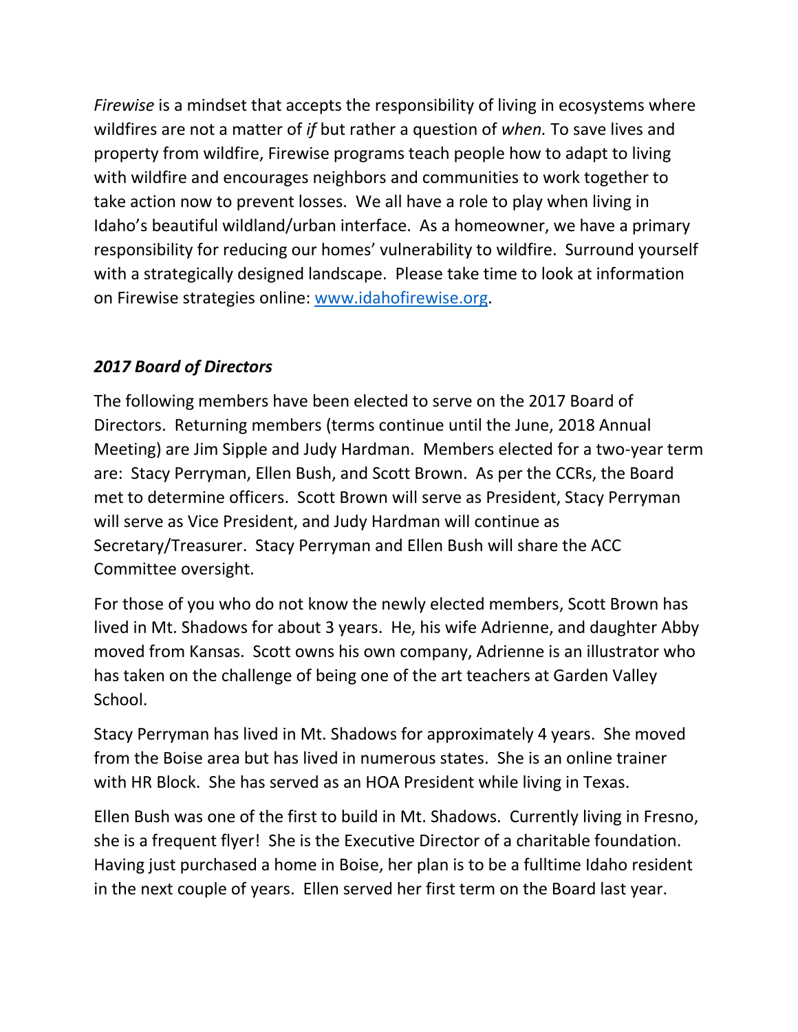*Firewise* is a mindset that accepts the responsibility of living in ecosystems where wildfires are not a matter of *if* but rather a question of *when.* To save lives and property from wildfire, Firewise programs teach people how to adapt to living with wildfire and encourages neighbors and communities to work together to take action now to prevent losses. We all have a role to play when living in Idaho's beautiful wildland/urban interface. As a homeowner, we have a primary responsibility for reducing our homes' vulnerability to wildfire. Surround yourself with a strategically designed landscape. Please take time to look at information on Firewise strategies online: [www.idahofirewise.org](http://www.idahofirewise.org).

### *2017 Board of Directors*

The following members have been elected to serve on the 2017 Board of Directors. Returning members (terms continue until the June, 2018 Annual Meeting) are Jim Sipple and Judy Hardman. Members elected for a two-year term are: Stacy Perryman, Ellen Bush, and Scott Brown. As per the CCRs, the Board met to determine officers. Scott Brown will serve as President, Stacy Perryman will serve as Vice President, and Judy Hardman will continue as Secretary/Treasurer. Stacy Perryman and Ellen Bush will share the ACC Committee oversight.

For those of you who do not know the newly elected members, Scott Brown has lived in Mt. Shadows for about 3 years. He, his wife Adrienne, and daughter Abby moved from Kansas. Scott owns his own company, Adrienne is an illustrator who has taken on the challenge of being one of the art teachers at Garden Valley School.

Stacy Perryman has lived in Mt. Shadows for approximately 4 years. She moved from the Boise area but has lived in numerous states. She is an online trainer with HR Block. She has served as an HOA President while living in Texas.

Ellen Bush was one of the first to build in Mt. Shadows. Currently living in Fresno, she is a frequent flyer! She is the Executive Director of a charitable foundation. Having just purchased a home in Boise, her plan is to be a fulltime Idaho resident in the next couple of years. Ellen served her first term on the Board last year.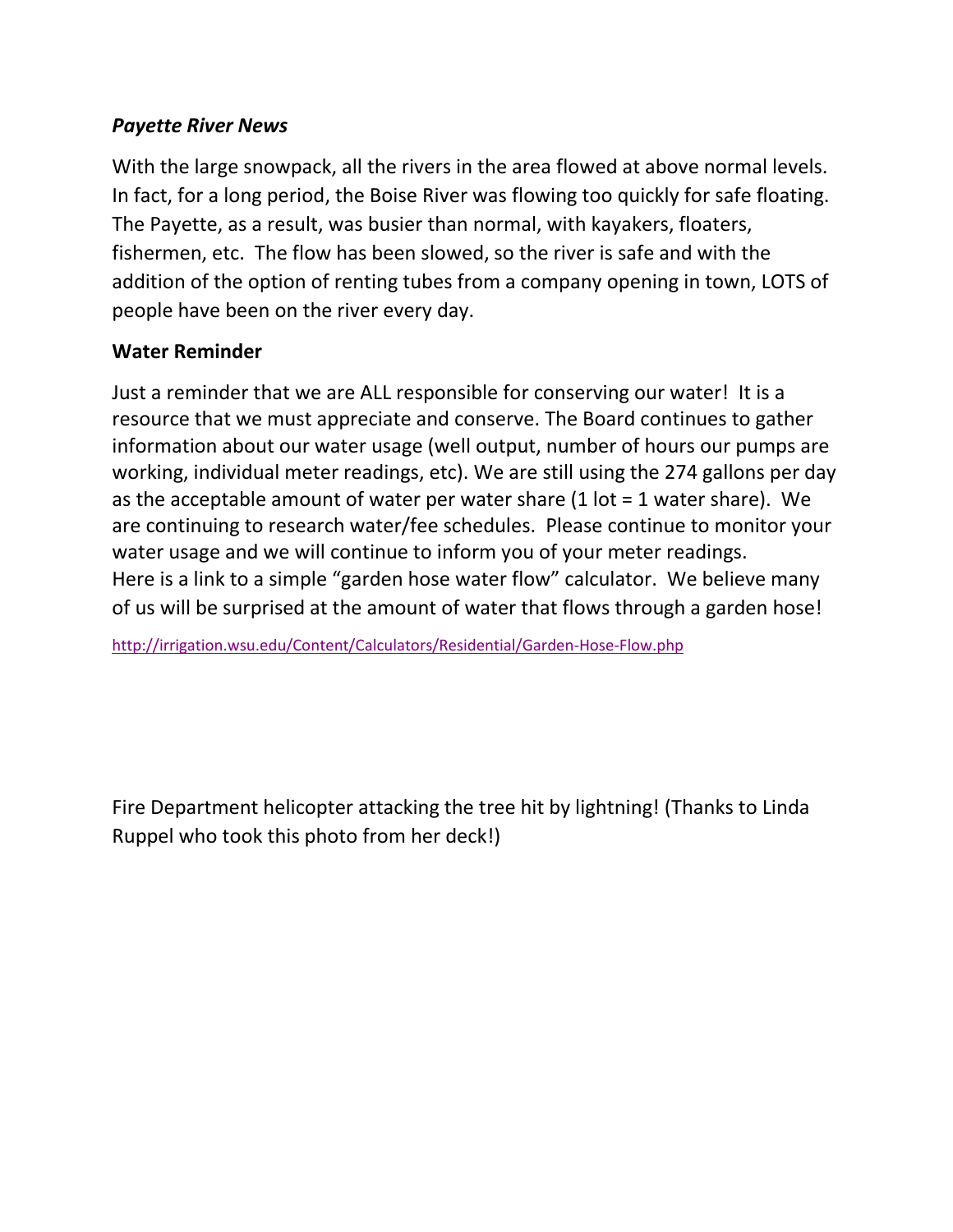***Payette River News***

With the large snowpack, all the rivers in the area flowed at above normal levels. In fact, for a long period, the Boise River was flowing too quickly for safe floating. The Payette, as a result, was busier than normal, with kayakers, floaters, fishermen, etc. The flow has been slowed, so the river is safe and with the addition of the option of renting tubes from a company opening in town, LOTS of people have been on the river every day.

**Water Reminder**

Just a reminder that we are ALL responsible for conserving our water! It is a resource that we must appreciate and conserve. The Board continues to gather information about our water usage (well output, number of hours our pumps are working, individual meter readings, etc). We are still using the 274 gallons per day as the acceptable amount of water per water share (1 lot = 1 water share). We are continuing to research water/fee schedules. Please continue to monitor your water usage and we will continue to inform you of your meter readings. Here is a link to a simple "garden hose water flow" calculator. We believe many of us will be surprised at the amount of water that flows through a garden hose!

http://irrigation.wsu.edu/Content/Calculators/Residential/Garden-Hose-Flow.php

Fire Department helicopter attacking the tree hit by lightning! (Thanks to Linda Ruppel who took this photo from her deck!)